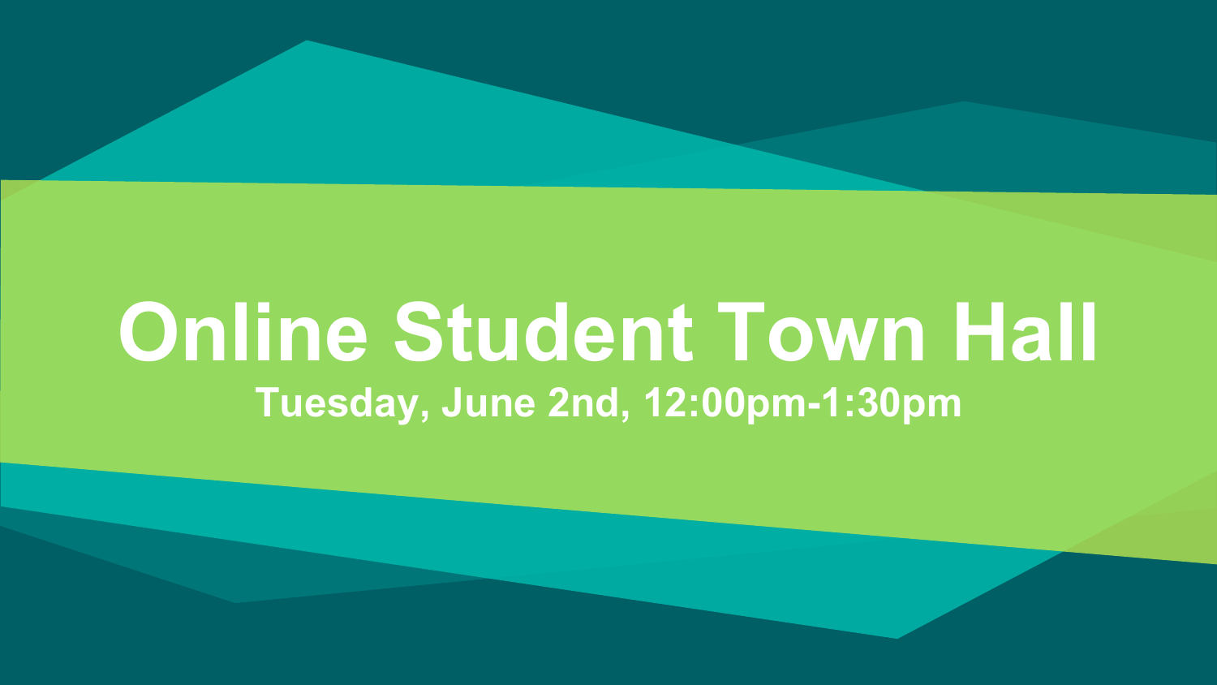# Online Student Town Hall

**Tuesday, June 2nd, 12:00pm-1:30pm**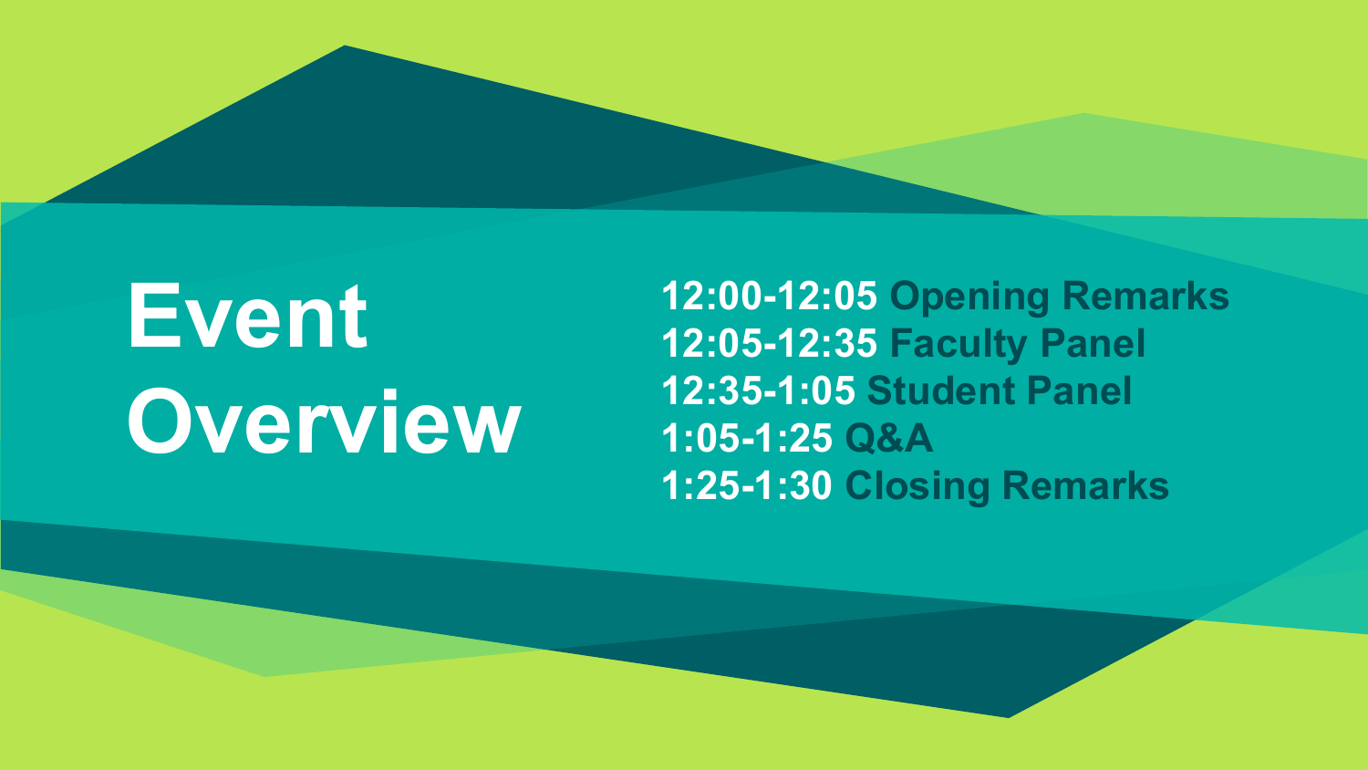# Event Overview

- **12:00-12:05** Opening Remarks
- **12:05-12:35** Faculty Panel
- **12:35-1:05** Student Panel
- **1:05-1:25** Q&A
- **1:25-1:30** Closing Remarks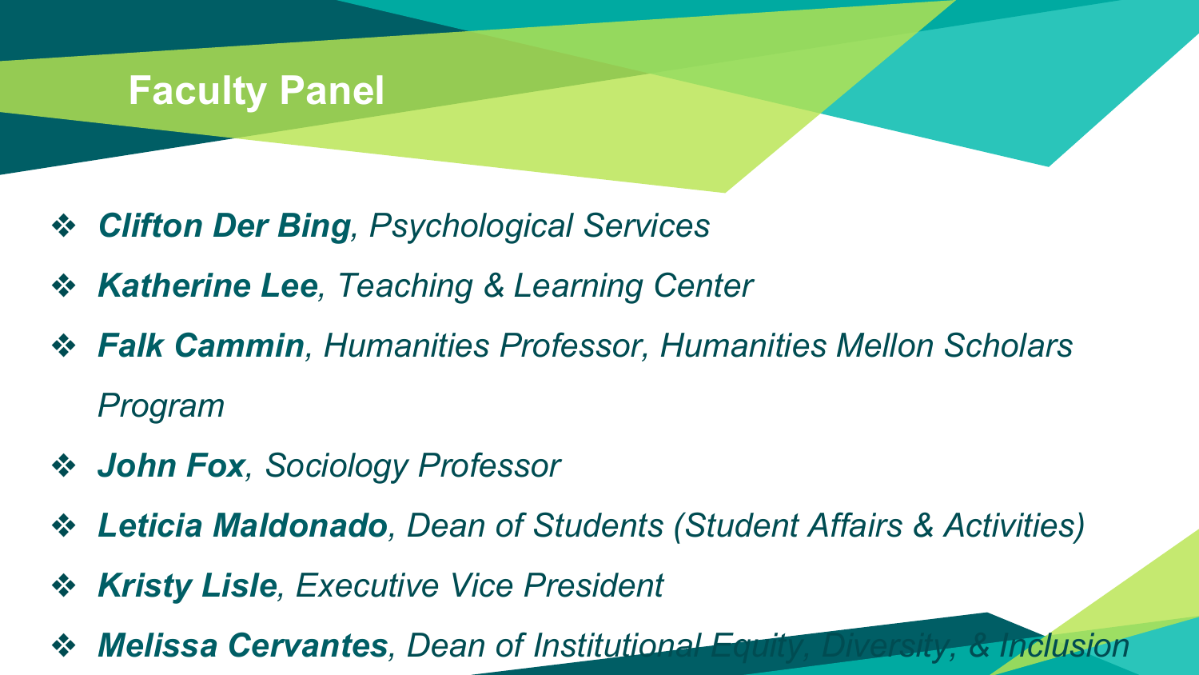# Faculty Panel

- ***Clifton Der Bing**, Psychological Services*
- ***Katherine Lee**, Teaching & Learning Center*
- ***Falk Cammin**, Humanities Professor, Humanities Mellon Scholars Program*
- ***John Fox**, Sociology Professor*
- ***Leticia Maldonado**, Dean of Students (Student Affairs & Activities)*
- ***Kristy Lisle**, Executive Vice President*
- ***Melissa Cervantes**, Dean of Institutional Equity, Diversity, & Inclusion*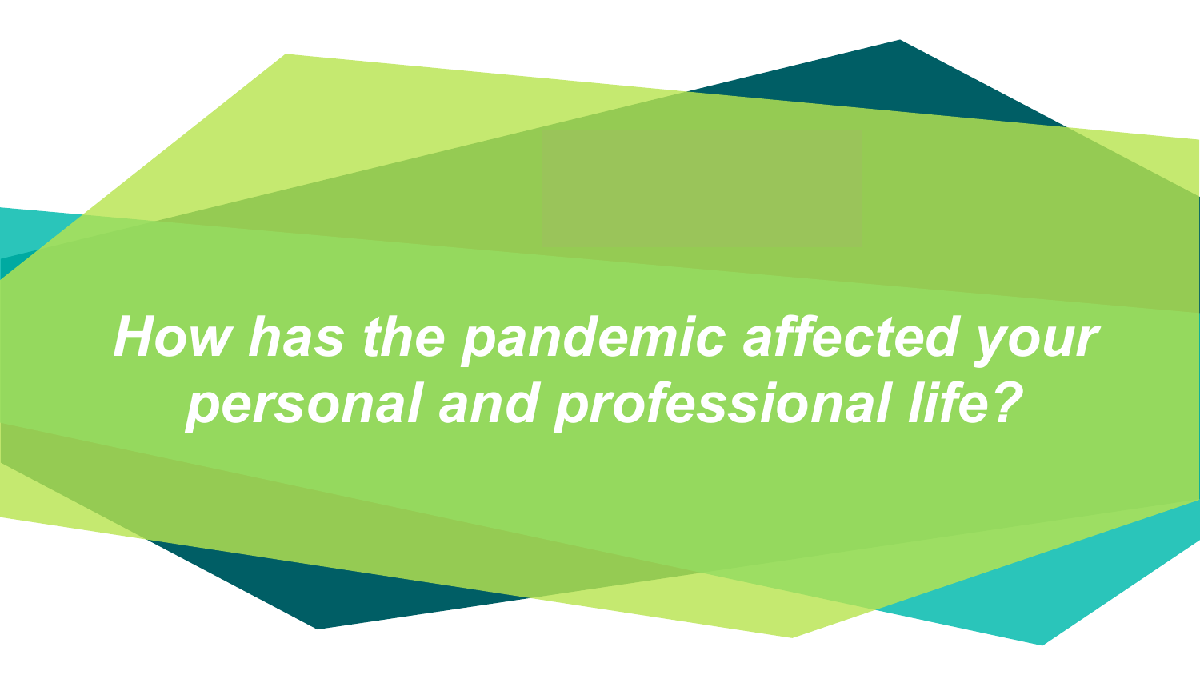***How has the pandemic affected your personal and professional life?***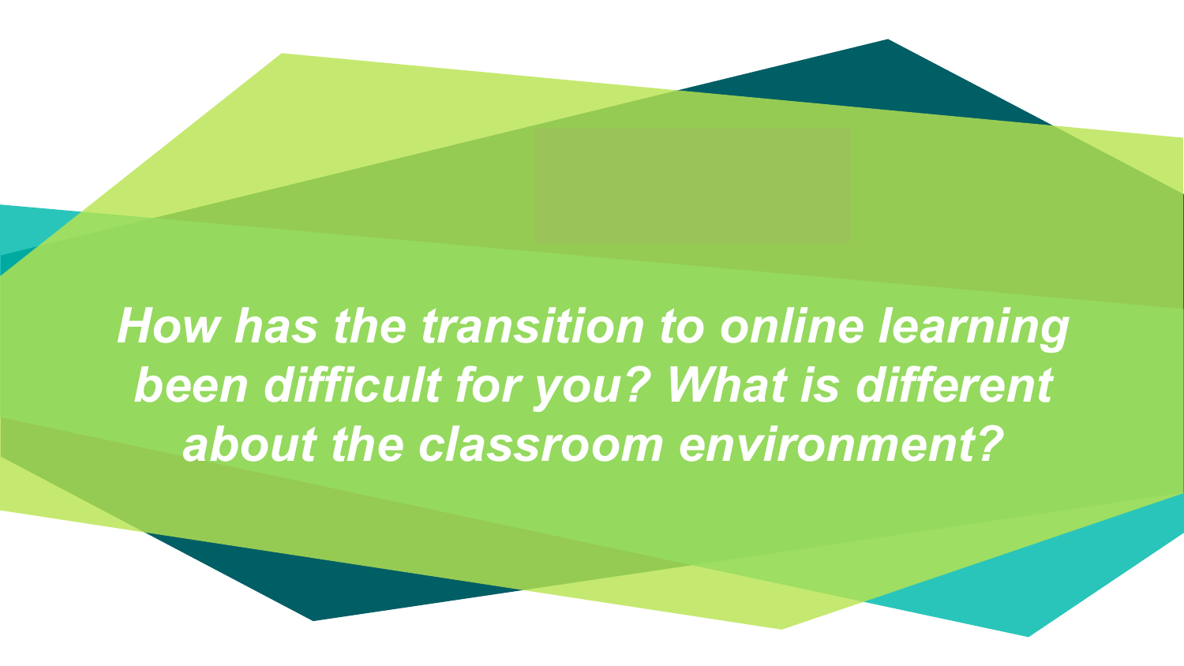***How has the transition to online learning been difficult for you? What is different about the classroom environment?***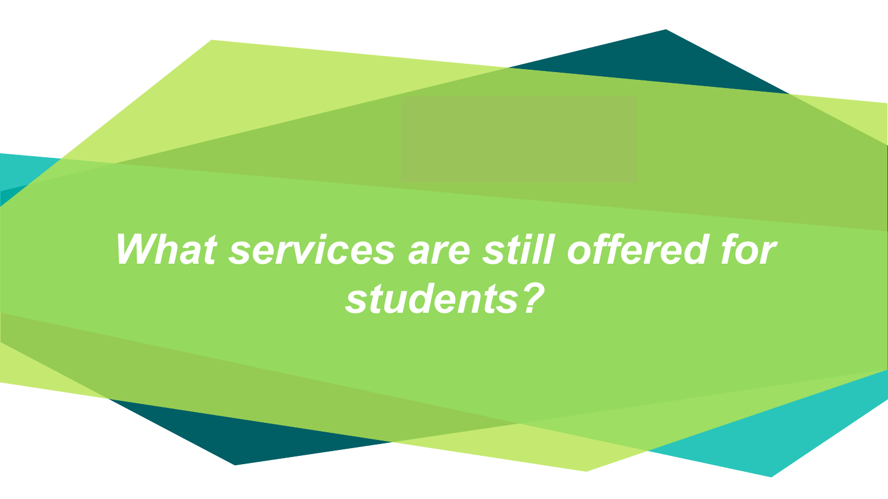# *What services are still offered for students?*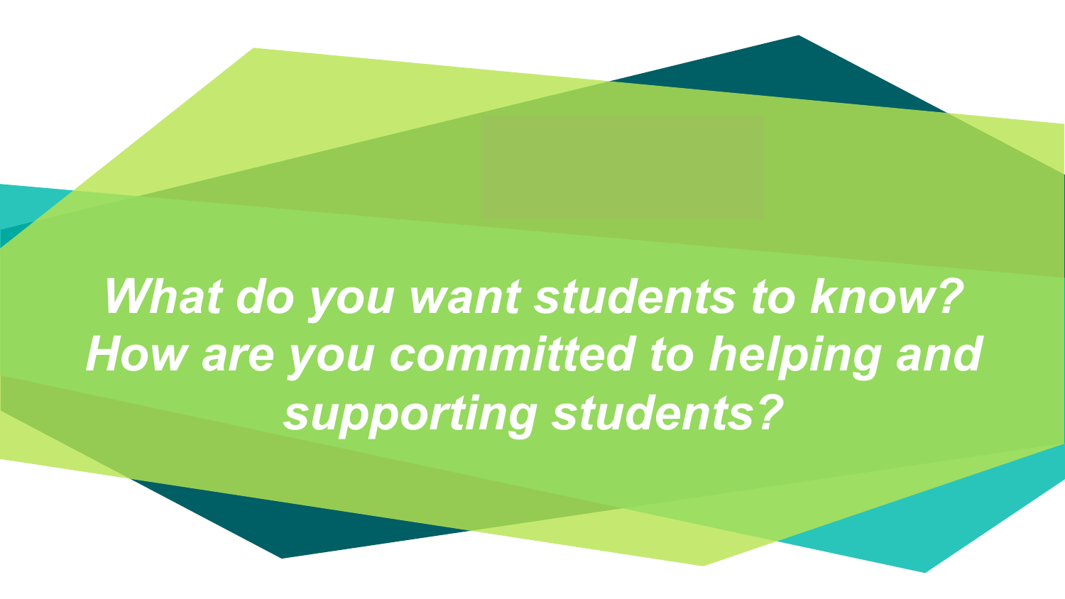***What do you want students to know? How are you committed to helping and supporting students?***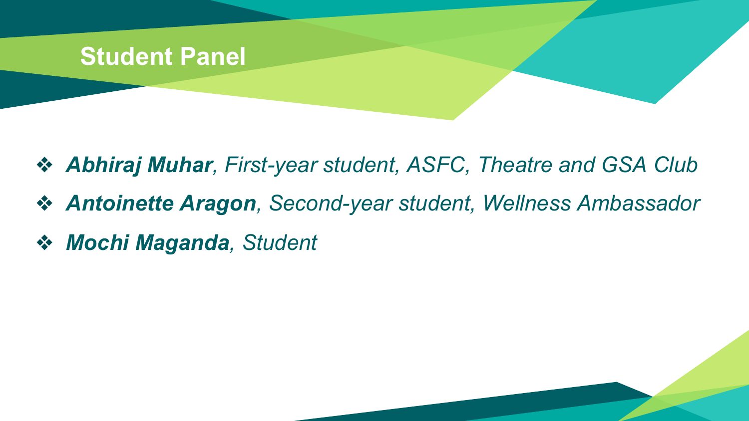# Student Panel

- ***Abhiraj Muhar**, First-year student, ASFC, Theatre and GSA Club*
- ***Antoinette Aragon**, Second-year student, Wellness Ambassador*
- ***Mochi Maganda**, Student*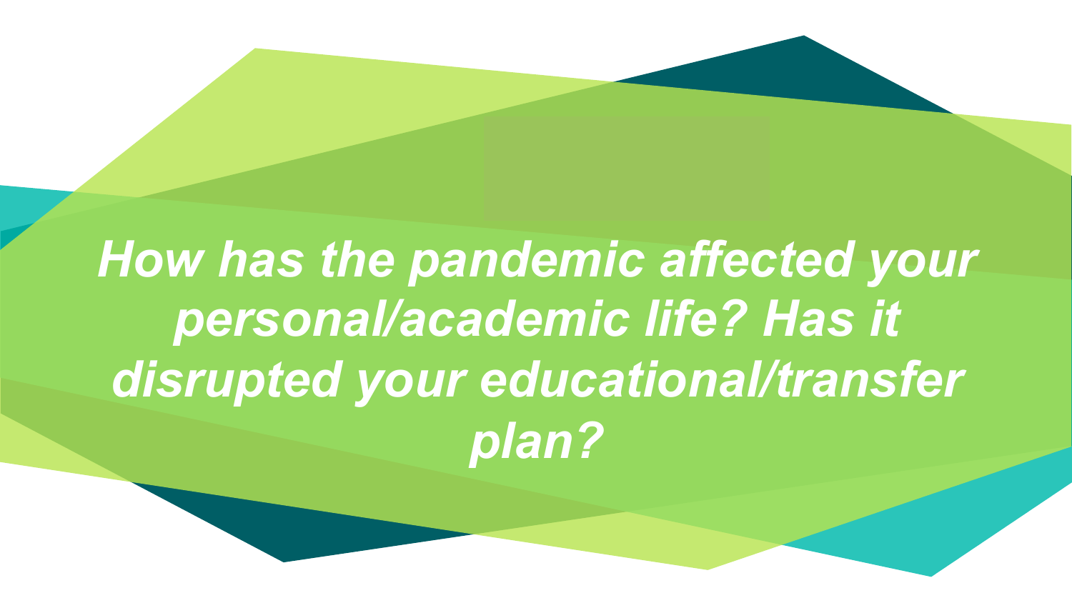***How has the pandemic affected your personal/academic life? Has it disrupted your educational/transfer plan?***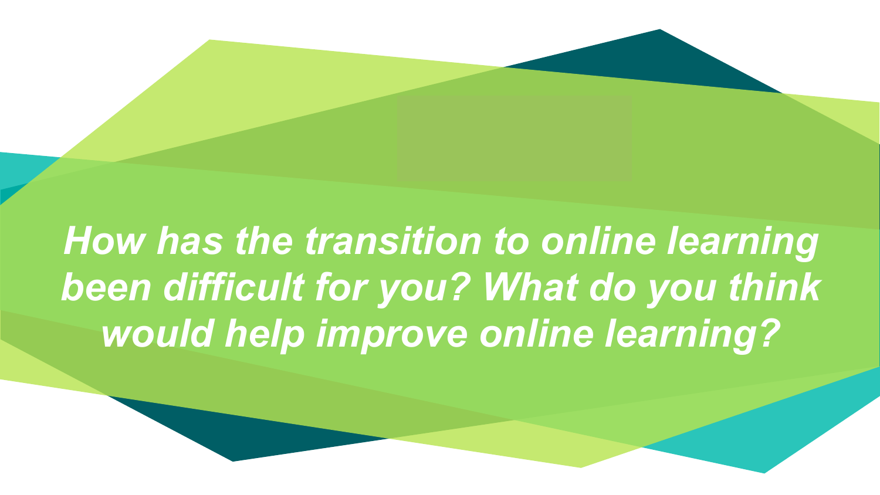***How has the transition to online learning been difficult for you? What do you think would help improve online learning?***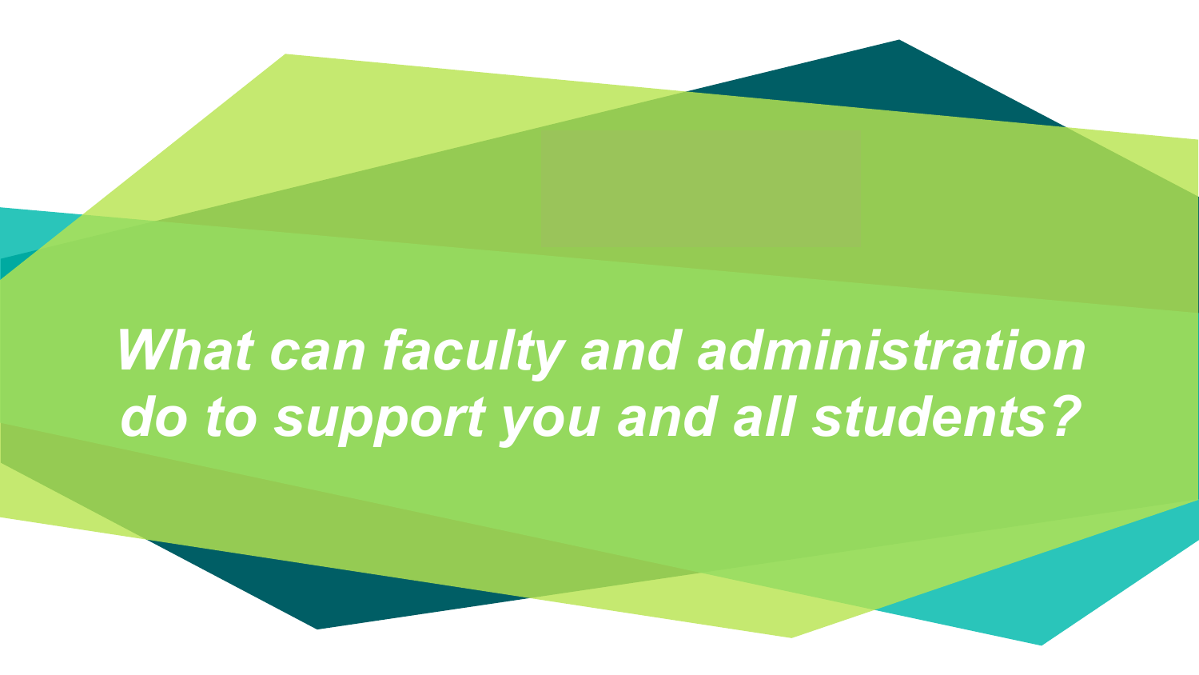***What can faculty and administration do to support you and all students?***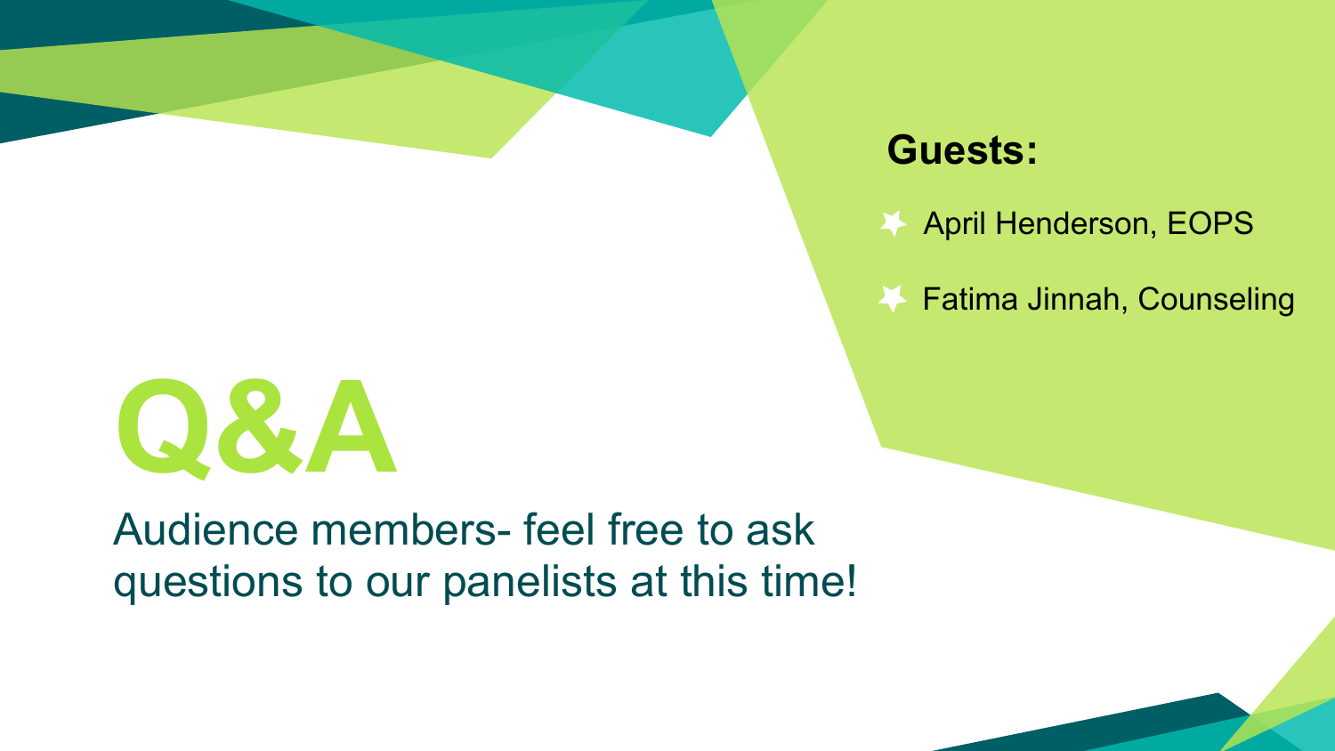**Guests:**

- April Henderson, EOPS
- Fatima Jinnah, Counseling

# Q&A

Audience members- feel free to ask questions to our panelists at this time!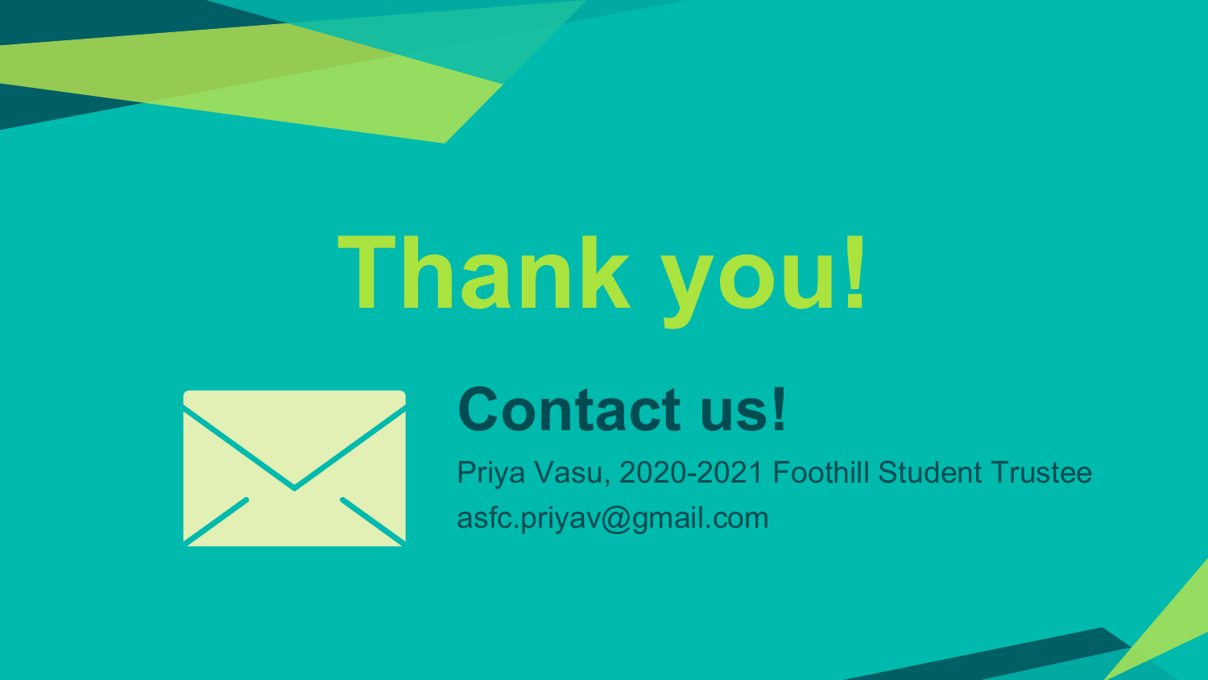# Thank you!

## Contact us!

Priya Vasu, 2020-2021 Foothill Student Trustee

asfc.priyav@gmail.com